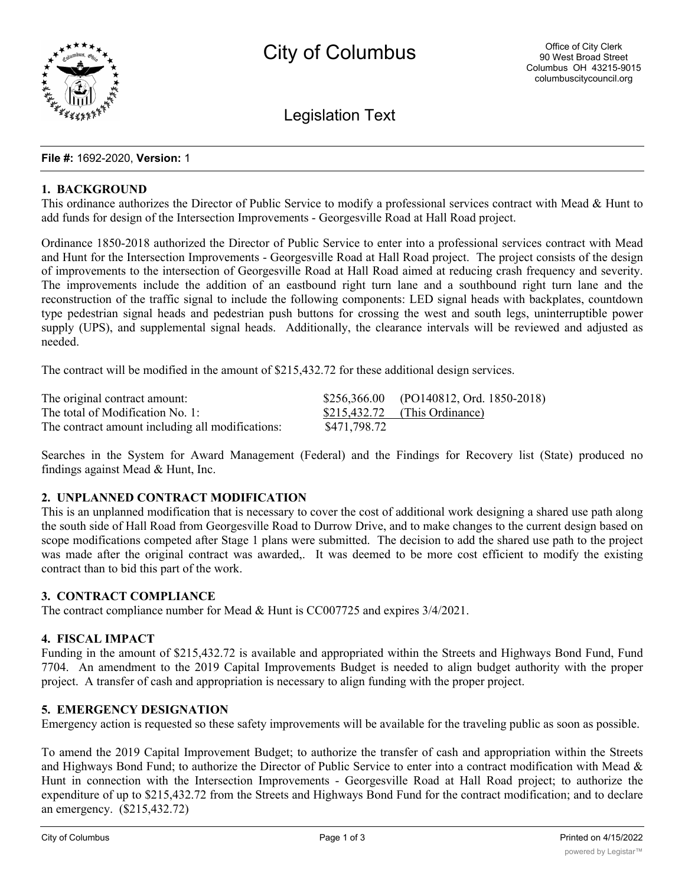# City of Columbus

Office of City Clerk
90 West Broad Street
Columbus OH 43215-9015
columbuscitycouncil.org

## Legislation Text

**File #:** 1692-2020, **Version:** 1

**1. BACKGROUND**

This ordinance authorizes the Director of Public Service to modify a professional services contract with Mead & Hunt to add funds for design of the Intersection Improvements - Georgesville Road at Hall Road project.

Ordinance 1850-2018 authorized the Director of Public Service to enter into a professional services contract with Mead and Hunt for the Intersection Improvements - Georgesville Road at Hall Road project. The project consists of the design of improvements to the intersection of Georgesville Road at Hall Road aimed at reducing crash frequency and severity. The improvements include the addition of an eastbound right turn lane and a southbound right turn lane and the reconstruction of the traffic signal to include the following components: LED signal heads with backplates, countdown type pedestrian signal heads and pedestrian push buttons for crossing the west and south legs, uninterruptible power supply (UPS), and supplemental signal heads. Additionally, the clearance intervals will be reviewed and adjusted as needed.

The contract will be modified in the amount of $215,432.72 for these additional design services.

| | | |
|---|---|---|
| The original contract amount: | $256,366.00 | (PO140812, Ord. 1850-2018) |
| The total of Modification No. 1: | $215,432.72 | (This Ordinance) |
| The contract amount including all modifications: | $471,798.72 | |

Searches in the System for Award Management (Federal) and the Findings for Recovery list (State) produced no findings against Mead & Hunt, Inc.

**2. UNPLANNED CONTRACT MODIFICATION**

This is an unplanned modification that is necessary to cover the cost of additional work designing a shared use path along the south side of Hall Road from Georgesville Road to Durrow Drive, and to make changes to the current design based on scope modifications competed after Stage 1 plans were submitted. The decision to add the shared use path to the project was made after the original contract was awarded,. It was deemed to be more cost efficient to modify the existing contract than to bid this part of the work.

**3. CONTRACT COMPLIANCE**

The contract compliance number for Mead & Hunt is CC007725 and expires 3/4/2021.

**4. FISCAL IMPACT**

Funding in the amount of $215,432.72 is available and appropriated within the Streets and Highways Bond Fund, Fund 7704. An amendment to the 2019 Capital Improvements Budget is needed to align budget authority with the proper project. A transfer of cash and appropriation is necessary to align funding with the proper project.

**5. EMERGENCY DESIGNATION**

Emergency action is requested so these safety improvements will be available for the traveling public as soon as possible.

To amend the 2019 Capital Improvement Budget; to authorize the transfer of cash and appropriation within the Streets and Highways Bond Fund; to authorize the Director of Public Service to enter into a contract modification with Mead & Hunt in connection with the Intersection Improvements - Georgesville Road at Hall Road project; to authorize the expenditure of up to $215,432.72 from the Streets and Highways Bond Fund for the contract modification; and to declare an emergency. ($215,432.72)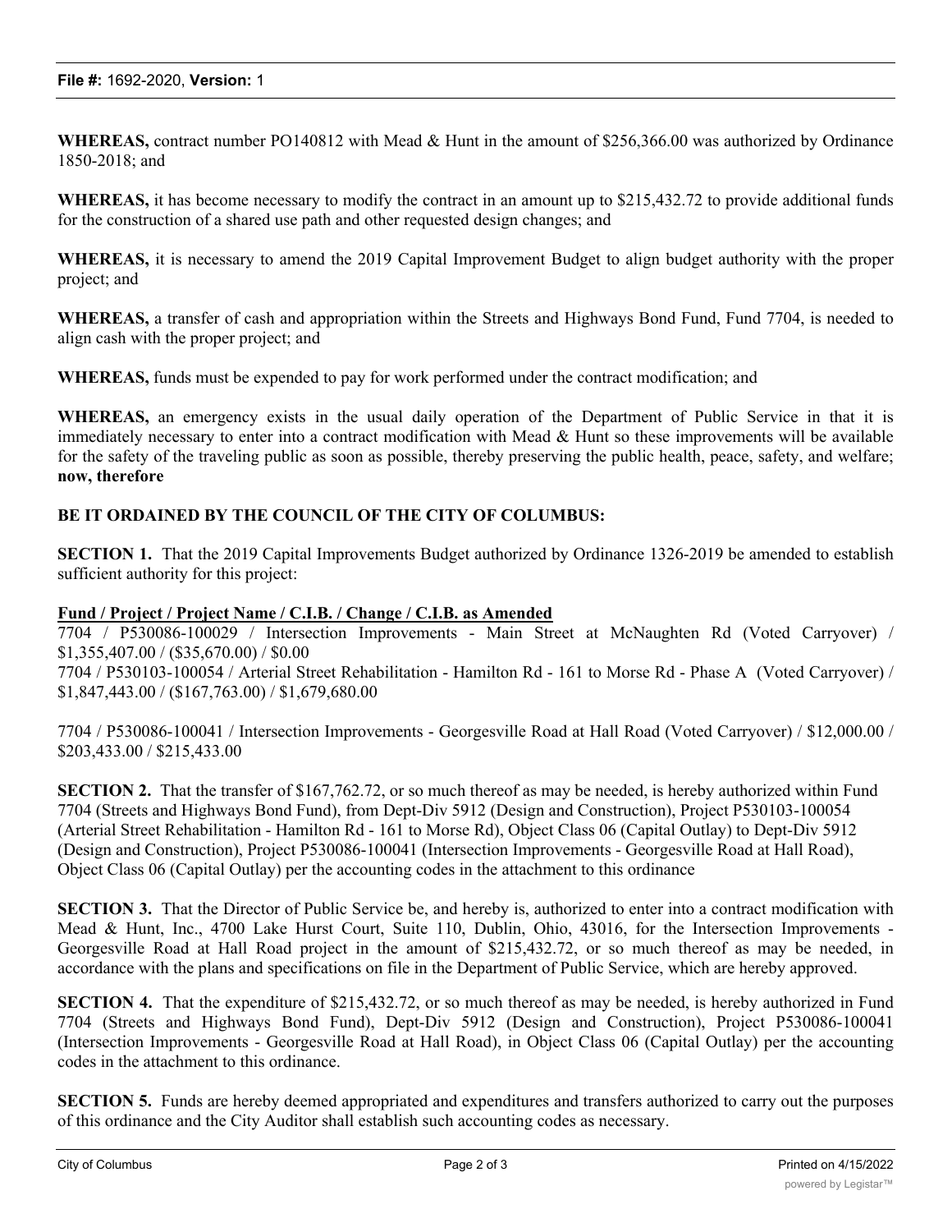WHEREAS, contract number PO140812 with Mead & Hunt in the amount of $256,366.00 was authorized by Ordinance 1850-2018; and

WHEREAS, it has become necessary to modify the contract in an amount up to $215,432.72 to provide additional funds for the construction of a shared use path and other requested design changes; and

WHEREAS, it is necessary to amend the 2019 Capital Improvement Budget to align budget authority with the proper project; and

WHEREAS, a transfer of cash and appropriation within the Streets and Highways Bond Fund, Fund 7704, is needed to align cash with the proper project; and

WHEREAS, funds must be expended to pay for work performed under the contract modification; and

WHEREAS, an emergency exists in the usual daily operation of the Department of Public Service in that it is immediately necessary to enter into a contract modification with Mead & Hunt so these improvements will be available for the safety of the traveling public as soon as possible, thereby preserving the public health, peace, safety, and welfare; **now, therefore**

**BE IT ORDAINED BY THE COUNCIL OF THE CITY OF COLUMBUS:**

**SECTION 1.** That the 2019 Capital Improvements Budget authorized by Ordinance 1326-2019 be amended to establish sufficient authority for this project:

**Fund / Project / Project Name / C.I.B. / Change / C.I.B. as Amended**

7704 / P530086-100029 / Intersection Improvements - Main Street at McNaughten Rd (Voted Carryover) / $1,355,407.00 / ($35,670.00) / $0.00

7704 / P530103-100054 / Arterial Street Rehabilitation - Hamilton Rd - 161 to Morse Rd - Phase A (Voted Carryover) / $1,847,443.00 / ($167,763.00) / $1,679,680.00

7704 / P530086-100041 / Intersection Improvements - Georgesville Road at Hall Road (Voted Carryover) / $12,000.00 / $203,433.00 / $215,433.00

**SECTION 2.** That the transfer of $167,762.72, or so much thereof as may be needed, is hereby authorized within Fund 7704 (Streets and Highways Bond Fund), from Dept-Div 5912 (Design and Construction), Project P530103-100054 (Arterial Street Rehabilitation - Hamilton Rd - 161 to Morse Rd), Object Class 06 (Capital Outlay) to Dept-Div 5912 (Design and Construction), Project P530086-100041 (Intersection Improvements - Georgesville Road at Hall Road), Object Class 06 (Capital Outlay) per the accounting codes in the attachment to this ordinance

**SECTION 3.** That the Director of Public Service be, and hereby is, authorized to enter into a contract modification with Mead & Hunt, Inc., 4700 Lake Hurst Court, Suite 110, Dublin, Ohio, 43016, for the Intersection Improvements - Georgesville Road at Hall Road project in the amount of $215,432.72, or so much thereof as may be needed, in accordance with the plans and specifications on file in the Department of Public Service, which are hereby approved.

**SECTION 4.** That the expenditure of $215,432.72, or so much thereof as may be needed, is hereby authorized in Fund 7704 (Streets and Highways Bond Fund), Dept-Div 5912 (Design and Construction), Project P530086-100041 (Intersection Improvements - Georgesville Road at Hall Road), in Object Class 06 (Capital Outlay) per the accounting codes in the attachment to this ordinance.

**SECTION 5.** Funds are hereby deemed appropriated and expenditures and transfers authorized to carry out the purposes of this ordinance and the City Auditor shall establish such accounting codes as necessary.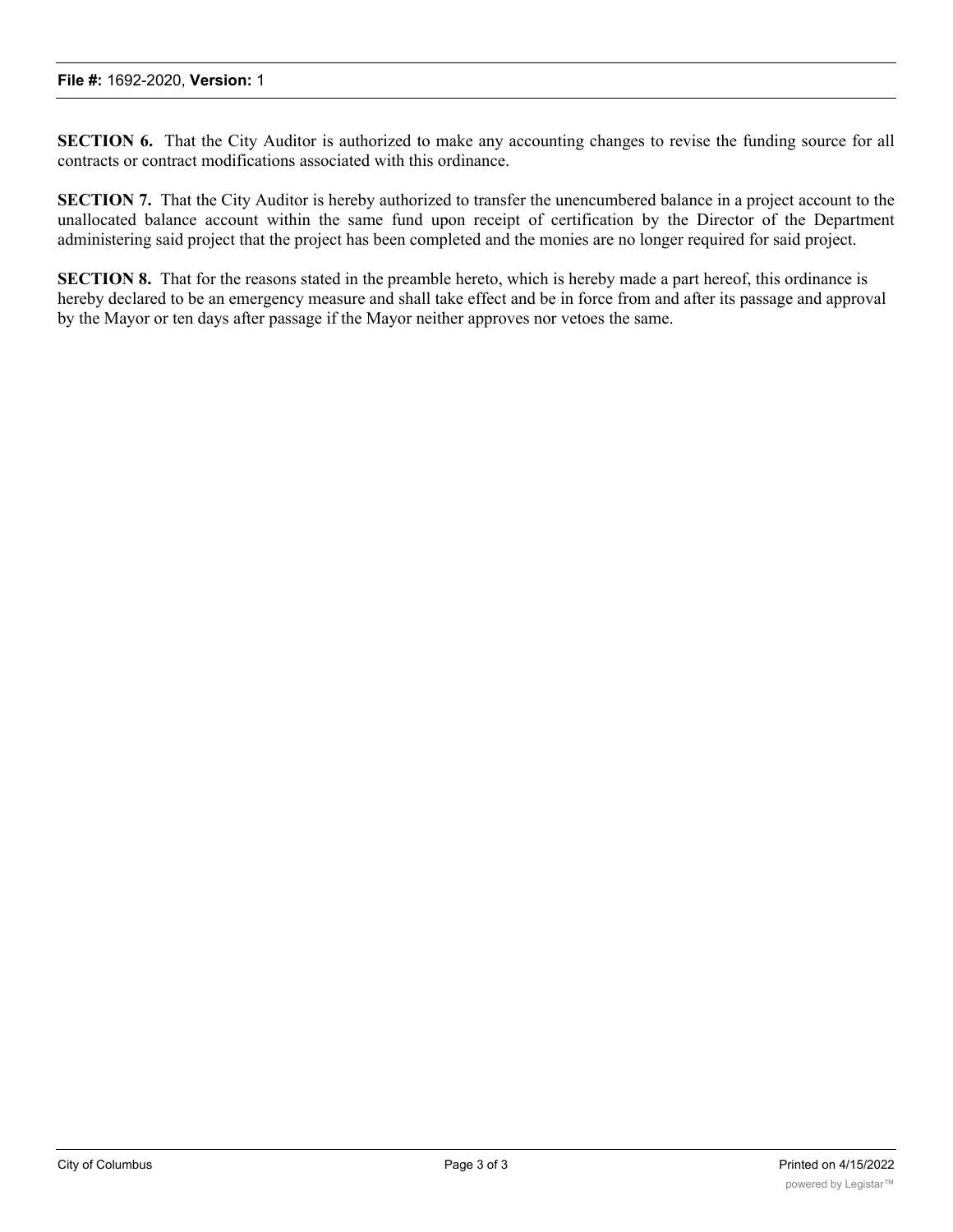**SECTION 6.** That the City Auditor is authorized to make any accounting changes to revise the funding source for all contracts or contract modifications associated with this ordinance.

**SECTION 7.** That the City Auditor is hereby authorized to transfer the unencumbered balance in a project account to the unallocated balance account within the same fund upon receipt of certification by the Director of the Department administering said project that the project has been completed and the monies are no longer required for said project.

**SECTION 8.** That for the reasons stated in the preamble hereto, which is hereby made a part hereof, this ordinance is hereby declared to be an emergency measure and shall take effect and be in force from and after its passage and approval by the Mayor or ten days after passage if the Mayor neither approves nor vetoes the same.